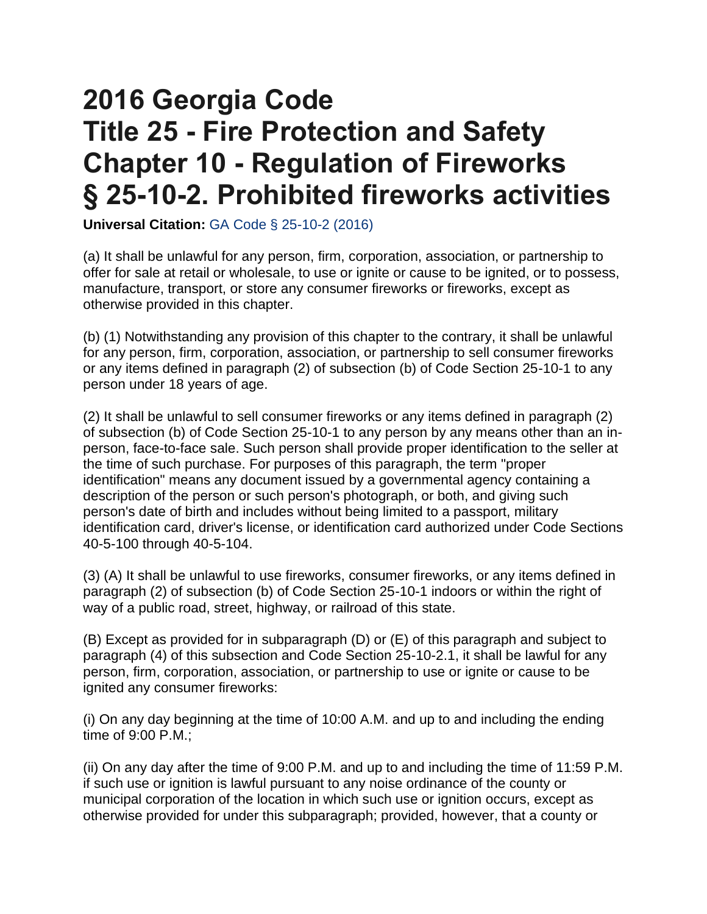# 2016 Georgia Code
# Title 25 - Fire Protection and Safety
# Chapter 10 - Regulation of Fireworks
# § 25-10-2. Prohibited fireworks activities

**Universal Citation:** GA Code § 25-10-2 (2016)

(a) It shall be unlawful for any person, firm, corporation, association, or partnership to offer for sale at retail or wholesale, to use or ignite or cause to be ignited, or to possess, manufacture, transport, or store any consumer fireworks or fireworks, except as otherwise provided in this chapter.

(b) (1) Notwithstanding any provision of this chapter to the contrary, it shall be unlawful for any person, firm, corporation, association, or partnership to sell consumer fireworks or any items defined in paragraph (2) of subsection (b) of Code Section 25-10-1 to any person under 18 years of age.

(2) It shall be unlawful to sell consumer fireworks or any items defined in paragraph (2) of subsection (b) of Code Section 25-10-1 to any person by any means other than an in-person, face-to-face sale. Such person shall provide proper identification to the seller at the time of such purchase. For purposes of this paragraph, the term "proper identification" means any document issued by a governmental agency containing a description of the person or such person's photograph, or both, and giving such person's date of birth and includes without being limited to a passport, military identification card, driver's license, or identification card authorized under Code Sections 40-5-100 through 40-5-104.

(3) (A) It shall be unlawful to use fireworks, consumer fireworks, or any items defined in paragraph (2) of subsection (b) of Code Section 25-10-1 indoors or within the right of way of a public road, street, highway, or railroad of this state.

(B) Except as provided for in subparagraph (D) or (E) of this paragraph and subject to paragraph (4) of this subsection and Code Section 25-10-2.1, it shall be lawful for any person, firm, corporation, association, or partnership to use or ignite or cause to be ignited any consumer fireworks:

(i) On any day beginning at the time of 10:00 A.M. and up to and including the ending time of 9:00 P.M.;

(ii) On any day after the time of 9:00 P.M. and up to and including the time of 11:59 P.M. if such use or ignition is lawful pursuant to any noise ordinance of the county or municipal corporation of the location in which such use or ignition occurs, except as otherwise provided for under this subparagraph; provided, however, that a county or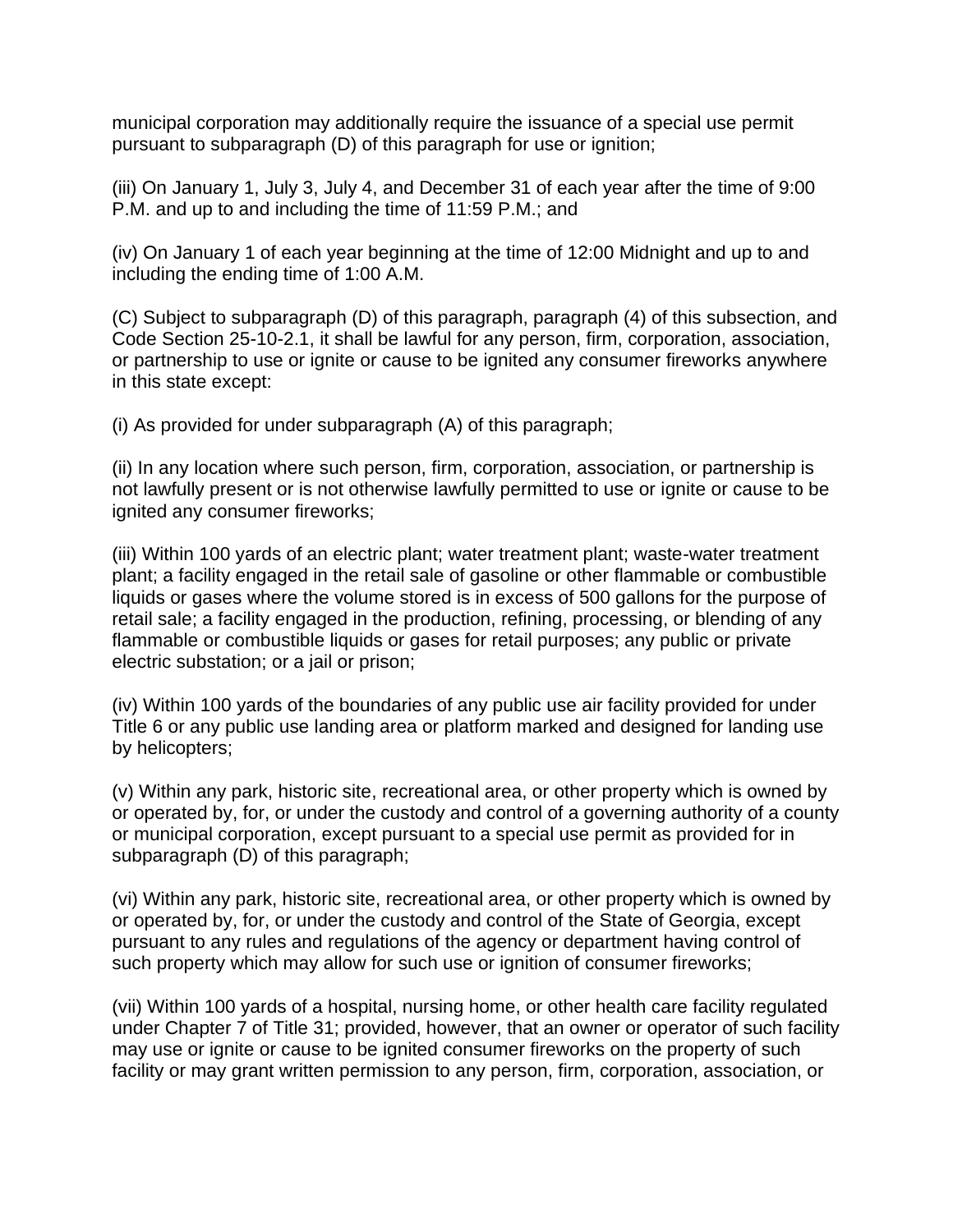municipal corporation may additionally require the issuance of a special use permit pursuant to subparagraph (D) of this paragraph for use or ignition;

(iii) On January 1, July 3, July 4, and December 31 of each year after the time of 9:00 P.M. and up to and including the time of 11:59 P.M.; and

(iv) On January 1 of each year beginning at the time of 12:00 Midnight and up to and including the ending time of 1:00 A.M.

(C) Subject to subparagraph (D) of this paragraph, paragraph (4) of this subsection, and Code Section 25-10-2.1, it shall be lawful for any person, firm, corporation, association, or partnership to use or ignite or cause to be ignited any consumer fireworks anywhere in this state except:

(i) As provided for under subparagraph (A) of this paragraph;

(ii) In any location where such person, firm, corporation, association, or partnership is not lawfully present or is not otherwise lawfully permitted to use or ignite or cause to be ignited any consumer fireworks;

(iii) Within 100 yards of an electric plant; water treatment plant; waste-water treatment plant; a facility engaged in the retail sale of gasoline or other flammable or combustible liquids or gases where the volume stored is in excess of 500 gallons for the purpose of retail sale; a facility engaged in the production, refining, processing, or blending of any flammable or combustible liquids or gases for retail purposes; any public or private electric substation; or a jail or prison;

(iv) Within 100 yards of the boundaries of any public use air facility provided for under Title 6 or any public use landing area or platform marked and designed for landing use by helicopters;

(v) Within any park, historic site, recreational area, or other property which is owned by or operated by, for, or under the custody and control of a governing authority of a county or municipal corporation, except pursuant to a special use permit as provided for in subparagraph (D) of this paragraph;

(vi) Within any park, historic site, recreational area, or other property which is owned by or operated by, for, or under the custody and control of the State of Georgia, except pursuant to any rules and regulations of the agency or department having control of such property which may allow for such use or ignition of consumer fireworks;

(vii) Within 100 yards of a hospital, nursing home, or other health care facility regulated under Chapter 7 of Title 31; provided, however, that an owner or operator of such facility may use or ignite or cause to be ignited consumer fireworks on the property of such facility or may grant written permission to any person, firm, corporation, association, or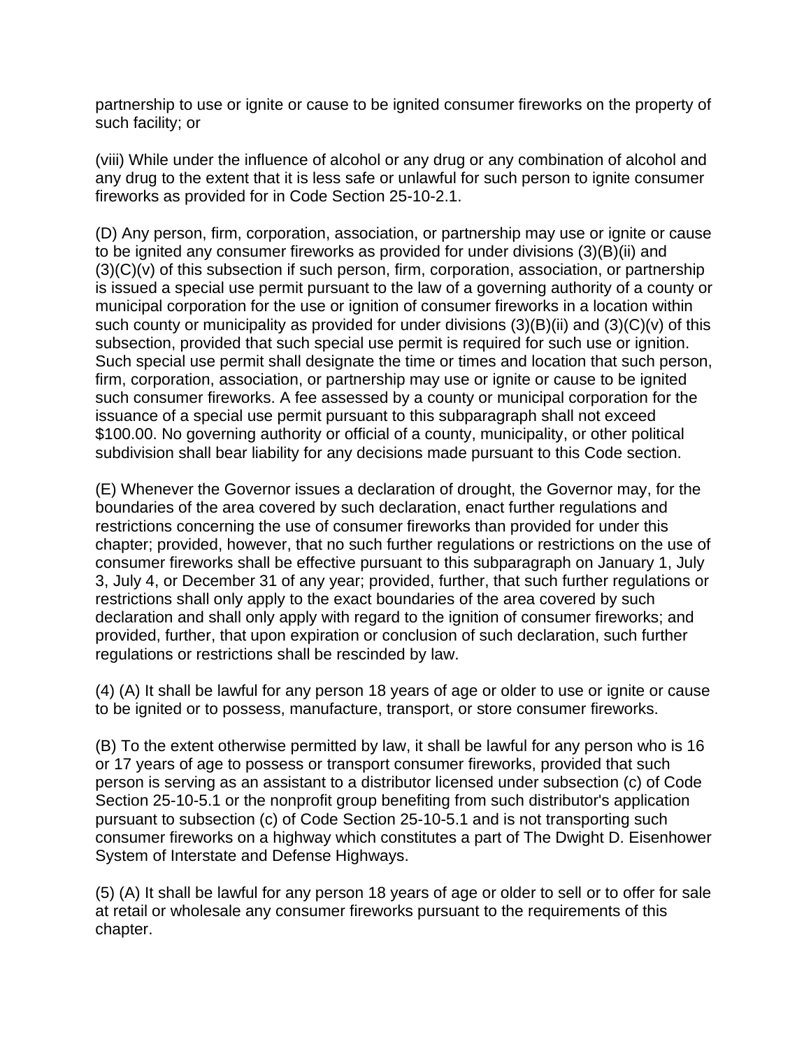partnership to use or ignite or cause to be ignited consumer fireworks on the property of such facility; or

(viii) While under the influence of alcohol or any drug or any combination of alcohol and any drug to the extent that it is less safe or unlawful for such person to ignite consumer fireworks as provided for in Code Section 25-10-2.1.

(D) Any person, firm, corporation, association, or partnership may use or ignite or cause to be ignited any consumer fireworks as provided for under divisions (3)(B)(ii) and (3)(C)(v) of this subsection if such person, firm, corporation, association, or partnership is issued a special use permit pursuant to the law of a governing authority of a county or municipal corporation for the use or ignition of consumer fireworks in a location within such county or municipality as provided for under divisions (3)(B)(ii) and (3)(C)(v) of this subsection, provided that such special use permit is required for such use or ignition. Such special use permit shall designate the time or times and location that such person, firm, corporation, association, or partnership may use or ignite or cause to be ignited such consumer fireworks. A fee assessed by a county or municipal corporation for the issuance of a special use permit pursuant to this subparagraph shall not exceed $100.00. No governing authority or official of a county, municipality, or other political subdivision shall bear liability for any decisions made pursuant to this Code section.

(E) Whenever the Governor issues a declaration of drought, the Governor may, for the boundaries of the area covered by such declaration, enact further regulations and restrictions concerning the use of consumer fireworks than provided for under this chapter; provided, however, that no such further regulations or restrictions on the use of consumer fireworks shall be effective pursuant to this subparagraph on January 1, July 3, July 4, or December 31 of any year; provided, further, that such further regulations or restrictions shall only apply to the exact boundaries of the area covered by such declaration and shall only apply with regard to the ignition of consumer fireworks; and provided, further, that upon expiration or conclusion of such declaration, such further regulations or restrictions shall be rescinded by law.

(4) (A) It shall be lawful for any person 18 years of age or older to use or ignite or cause to be ignited or to possess, manufacture, transport, or store consumer fireworks.

(B) To the extent otherwise permitted by law, it shall be lawful for any person who is 16 or 17 years of age to possess or transport consumer fireworks, provided that such person is serving as an assistant to a distributor licensed under subsection (c) of Code Section 25-10-5.1 or the nonprofit group benefiting from such distributor's application pursuant to subsection (c) of Code Section 25-10-5.1 and is not transporting such consumer fireworks on a highway which constitutes a part of The Dwight D. Eisenhower System of Interstate and Defense Highways.

(5) (A) It shall be lawful for any person 18 years of age or older to sell or to offer for sale at retail or wholesale any consumer fireworks pursuant to the requirements of this chapter.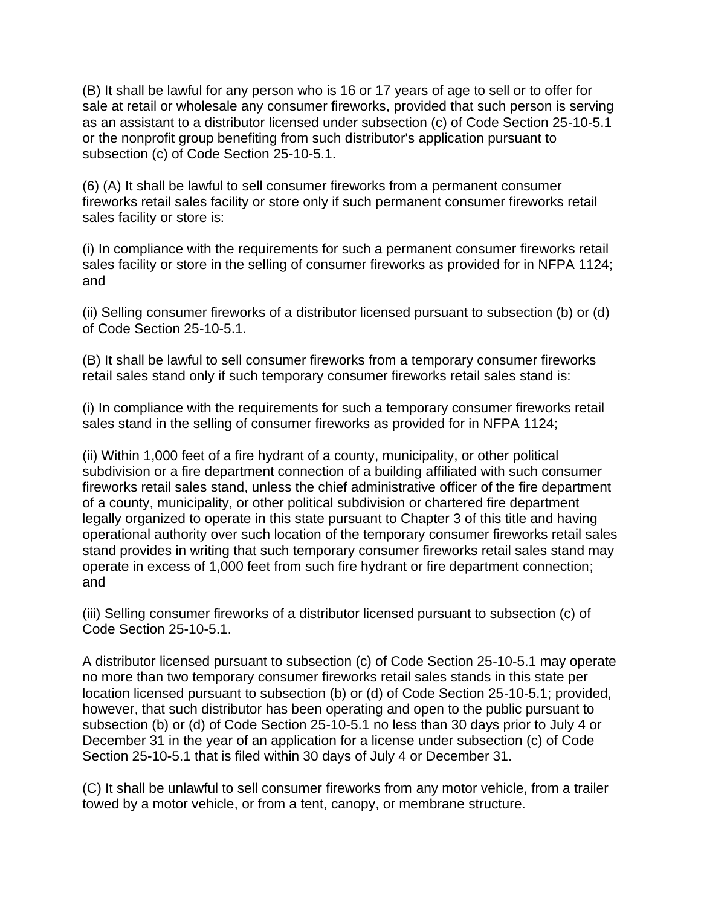(B) It shall be lawful for any person who is 16 or 17 years of age to sell or to offer for sale at retail or wholesale any consumer fireworks, provided that such person is serving as an assistant to a distributor licensed under subsection (c) of Code Section 25-10-5.1 or the nonprofit group benefiting from such distributor's application pursuant to subsection (c) of Code Section 25-10-5.1.

(6) (A) It shall be lawful to sell consumer fireworks from a permanent consumer fireworks retail sales facility or store only if such permanent consumer fireworks retail sales facility or store is:

(i) In compliance with the requirements for such a permanent consumer fireworks retail sales facility or store in the selling of consumer fireworks as provided for in NFPA 1124; and

(ii) Selling consumer fireworks of a distributor licensed pursuant to subsection (b) or (d) of Code Section 25-10-5.1.

(B) It shall be lawful to sell consumer fireworks from a temporary consumer fireworks retail sales stand only if such temporary consumer fireworks retail sales stand is:

(i) In compliance with the requirements for such a temporary consumer fireworks retail sales stand in the selling of consumer fireworks as provided for in NFPA 1124;

(ii) Within 1,000 feet of a fire hydrant of a county, municipality, or other political subdivision or a fire department connection of a building affiliated with such consumer fireworks retail sales stand, unless the chief administrative officer of the fire department of a county, municipality, or other political subdivision or chartered fire department legally organized to operate in this state pursuant to Chapter 3 of this title and having operational authority over such location of the temporary consumer fireworks retail sales stand provides in writing that such temporary consumer fireworks retail sales stand may operate in excess of 1,000 feet from such fire hydrant or fire department connection; and

(iii) Selling consumer fireworks of a distributor licensed pursuant to subsection (c) of Code Section 25-10-5.1.

A distributor licensed pursuant to subsection (c) of Code Section 25-10-5.1 may operate no more than two temporary consumer fireworks retail sales stands in this state per location licensed pursuant to subsection (b) or (d) of Code Section 25-10-5.1; provided, however, that such distributor has been operating and open to the public pursuant to subsection (b) or (d) of Code Section 25-10-5.1 no less than 30 days prior to July 4 or December 31 in the year of an application for a license under subsection (c) of Code Section 25-10-5.1 that is filed within 30 days of July 4 or December 31.

(C) It shall be unlawful to sell consumer fireworks from any motor vehicle, from a trailer towed by a motor vehicle, or from a tent, canopy, or membrane structure.